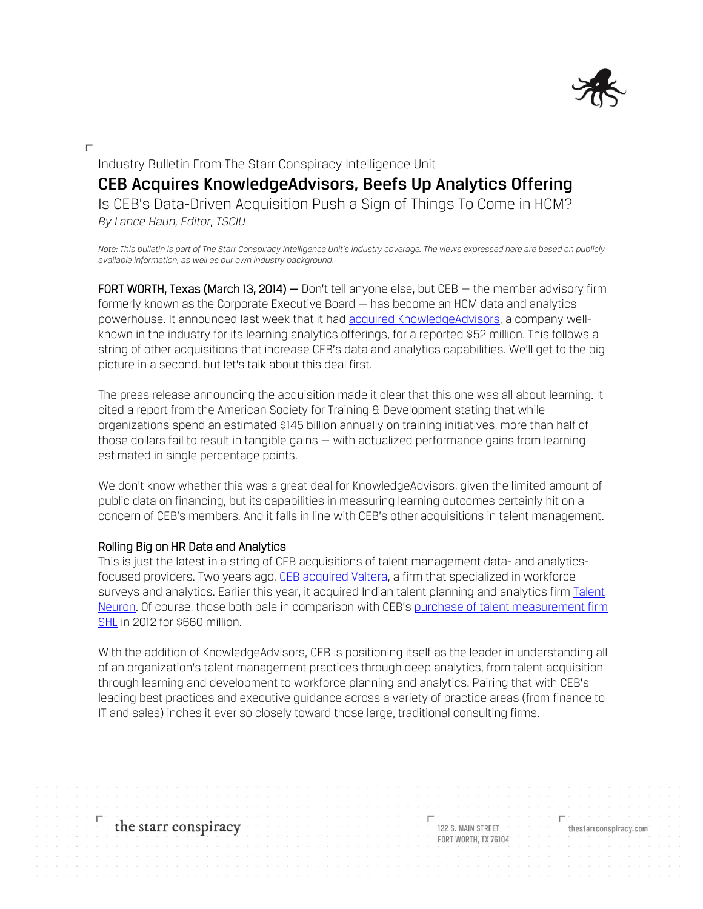Industry Bulletin From The Starr Conspiracy Intelligence Unit

# CEB Acquires KnowledgeAdvisors, Beefs Up Analytics Offering

## Is CEB's Data-Driven Acquisition Push a Sign of Things To Come in HCM?

*By Lance Haun, Editor, TSCIU*

*Note: This bulletin is part of The Starr Conspiracy Intelligence Unit's industry coverage. The views expressed here are based on publicly available information, as well as our own industry background.*

FORT WORTH, Texas (March 13, 2014) — Don't tell anyone else, but CEB — the member advisory firm formerly known as the Corporate Executive Board — has become an HCM data and analytics powerhouse. It announced last week that it had acquired KnowledgeAdvisors, a company well-known in the industry for its learning analytics offerings, for a reported $52 million. This follows a string of other acquisitions that increase CEB's data and analytics capabilities. We'll get to the big picture in a second, but let's talk about this deal first.

The press release announcing the acquisition made it clear that this one was all about learning. It cited a report from the American Society for Training & Development stating that while organizations spend an estimated $145 billion annually on training initiatives, more than half of those dollars fail to result in tangible gains — with actualized performance gains from learning estimated in single percentage points.

We don't know whether this was a great deal for KnowledgeAdvisors, given the limited amount of public data on financing, but its capabilities in measuring learning outcomes certainly hit on a concern of CEB's members. And it falls in line with CEB's other acquisitions in talent management.

### Rolling Big on HR Data and Analytics

This is just the latest in a string of CEB acquisitions of talent management data- and analytics-focused providers. Two years ago, CEB acquired Valtera, a firm that specialized in workforce surveys and analytics. Earlier this year, it acquired Indian talent planning and analytics firm Talent Neuron. Of course, those both pale in comparison with CEB's purchase of talent measurement firm SHL in 2012 for $660 million.

With the addition of KnowledgeAdvisors, CEB is positioning itself as the leader in understanding all of an organization's talent management practices through deep analytics, from talent acquisition through learning and development to workforce planning and analytics. Pairing that with CEB's leading best practices and executive guidance across a variety of practice areas (from finance to IT and sales) inches it ever so closely toward those large, traditional consulting firms.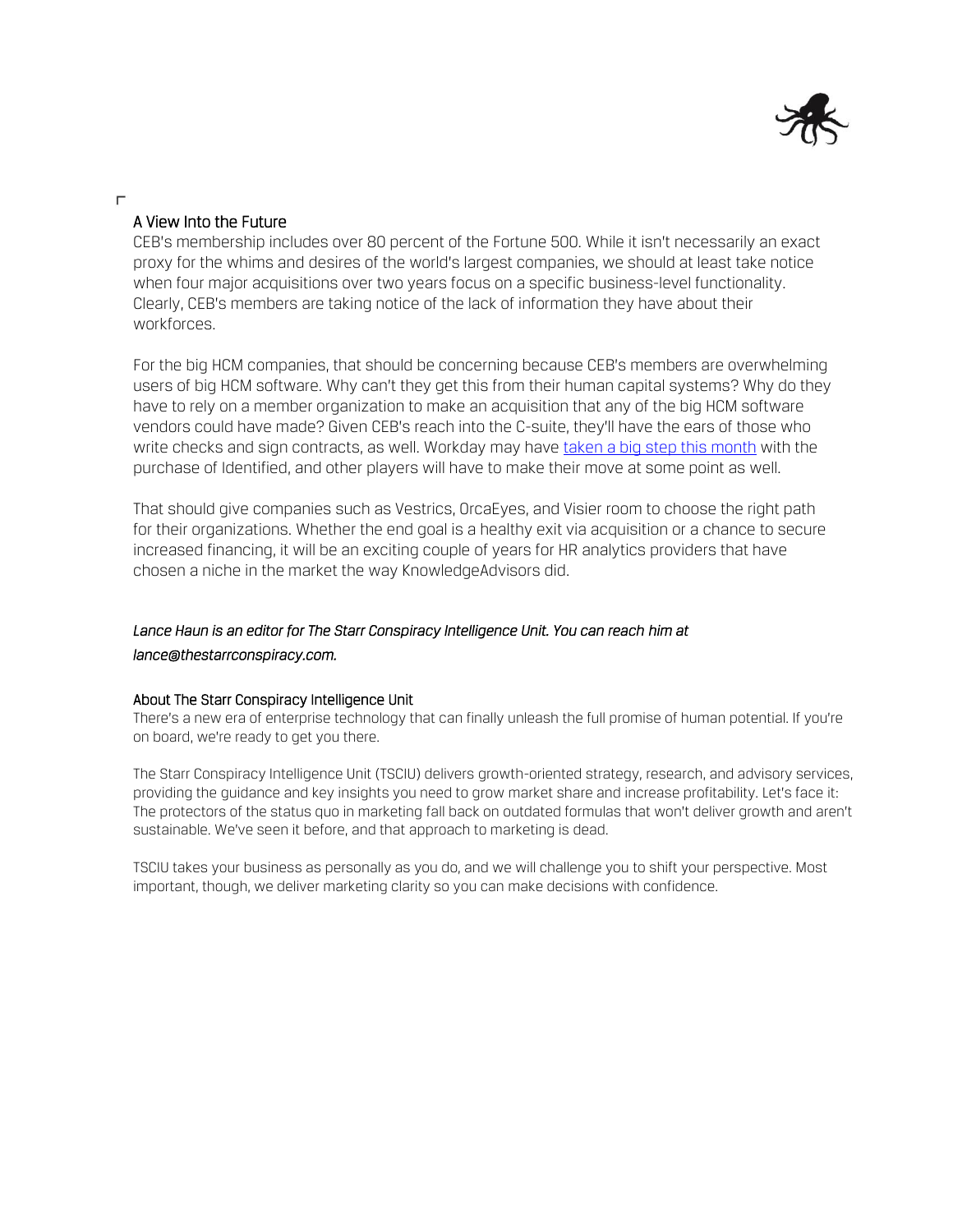## A View Into the Future

CEB's membership includes over 80 percent of the Fortune 500. While it isn't necessarily an exact proxy for the whims and desires of the world's largest companies, we should at least take notice when four major acquisitions over two years focus on a specific business-level functionality. Clearly, CEB's members are taking notice of the lack of information they have about their workforces.

For the big HCM companies, that should be concerning because CEB's members are overwhelming users of big HCM software. Why can't they get this from their human capital systems? Why do they have to rely on a member organization to make an acquisition that any of the big HCM software vendors could have made? Given CEB's reach into the C-suite, they'll have the ears of those who write checks and sign contracts, as well. Workday may have taken a big step this month with the purchase of Identified, and other players will have to make their move at some point as well.

That should give companies such as Vestrics, OrcaEyes, and Visier room to choose the right path for their organizations. Whether the end goal is a healthy exit via acquisition or a chance to secure increased financing, it will be an exciting couple of years for HR analytics providers that have chosen a niche in the market the way KnowledgeAdvisors did.

*Lance Haun is an editor for The Starr Conspiracy Intelligence Unit. You can reach him at lance@thestarrconspiracy.com.*

### About The Starr Conspiracy Intelligence Unit

There's a new era of enterprise technology that can finally unleash the full promise of human potential. If you're on board, we're ready to get you there.

The Starr Conspiracy Intelligence Unit (TSCIU) delivers growth-oriented strategy, research, and advisory services, providing the guidance and key insights you need to grow market share and increase profitability. Let's face it: The protectors of the status quo in marketing fall back on outdated formulas that won't deliver growth and aren't sustainable. We've seen it before, and that approach to marketing is dead.

TSCIU takes your business as personally as you do, and we will challenge you to shift your perspective. Most important, though, we deliver marketing clarity so you can make decisions with confidence.